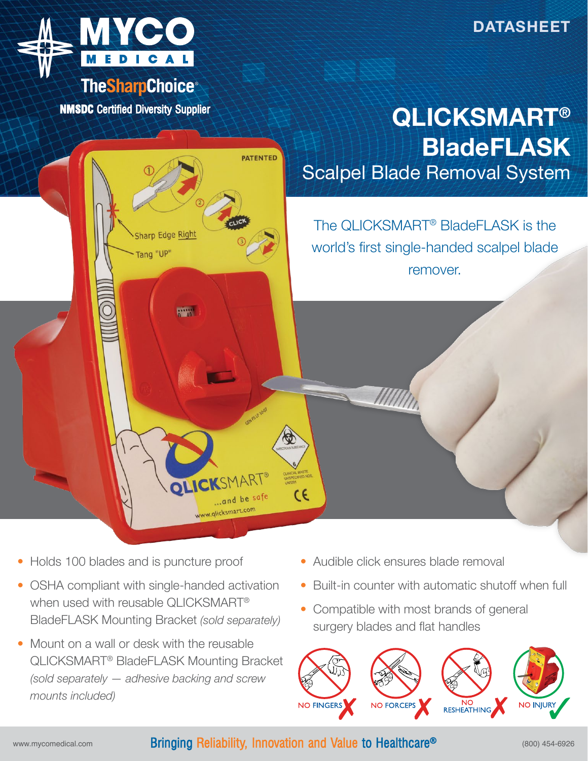MYCO MEDICAL

TheSharpChoice®

NMSDC Certified Diversity Supplier

DATASHEET

# QLICKSMART® BladeFLASK

## Scalpel Blade Removal System

The QLICKSMART® BladeFLASK is the world's first single-handed scalpel blade remover.

- Holds 100 blades and is puncture proof
- OSHA compliant with single-handed activation when used with reusable QLICKSMART® BladeFLASK Mounting Bracket *(sold separately)*
- Mount on a wall or desk with the reusable QLICKSMART® BladeFLASK Mounting Bracket *(sold separately — adhesive backing and screw mounts included)*
- Audible click ensures blade removal
- Built-in counter with automatic shutoff when full
- Compatible with most brands of general surgery blades and flat handles

NO FINGERS | NO FORCEPS | NO RESHEATHING | NO INJURY

www.mycomedical.com

**Bringing Reliability, Innovation and Value to Healthcare®**

(800) 454-6926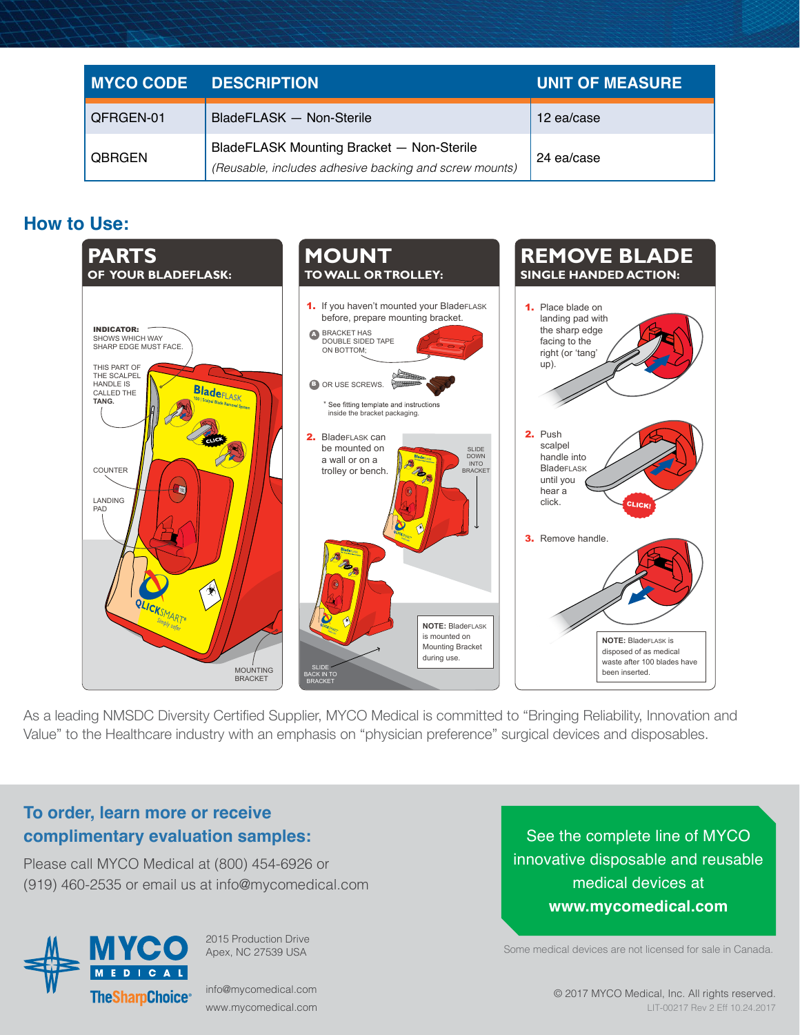| MYCO CODE | DESCRIPTION | UNIT OF MEASURE |
|---|---|---|
| QFRGEN-01 | BladeFLASK — Non-Sterile | 12 ea/case |
| QBRGEN | BladeFLASK Mounting Bracket — Non-Sterile *(Reusable, includes adhesive backing and screw mounts)* | 24 ea/case |

## How to Use:

### PARTS
**OF YOUR BLADEFLASK:**

**INDICATOR:** SHOWS WHICH WAY SHARP EDGE MUST FACE.

THIS PART OF THE SCALPEL HANDLE IS CALLED THE **TANG.**

COUNTER

LANDING PAD

MOUNTING BRACKET

### MOUNT
**TO WALL OR TROLLEY:**

1. If you haven't mounted your BladeFLASK before, prepare mounting bracket.

   A. BRACKET HAS DOUBLE SIDED TAPE ON BOTTOM;

   B. OR USE SCREWS.

   \* See fitting template and instructions inside the bracket packaging.

2. BladeFLASK can be mounted on a wall or on a trolley or bench.

SLIDE DOWN INTO BRACKET

SLIDE BACK IN TO BRACKET

**NOTE:** BladeFLASK is mounted on Mounting Bracket during use.

### REMOVE BLADE
**SINGLE HANDED ACTION:**

1. Place blade on landing pad with the sharp edge facing to the right (or 'tang' up).
2. Push scalpel handle into BladeFLASK until you hear a click.
3. Remove handle.

**NOTE:** BladeFLASK is disposed of as medical waste after 100 blades have been inserted.

As a leading NMSDC Diversity Certified Supplier, MYCO Medical is committed to "Bringing Reliability, Innovation and Value" to the Healthcare industry with an emphasis on "physician preference" surgical devices and disposables.

## To order, learn more or receive complimentary evaluation samples:

Please call MYCO Medical at (800) 454-6926 or (919) 460-2535 or email us at info@mycomedical.com

See the complete line of MYCO innovative disposable and reusable medical devices at **www.mycomedical.com**

MYCO MEDICAL
TheSharpChoice®

2015 Production Drive
Apex, NC 27539 USA

info@mycomedical.com
www.mycomedical.com

Some medical devices are not licensed for sale in Canada.

© 2017 MYCO Medical, Inc. All rights reserved.
LIT-00217 Rev 2 Eff 10.24.2017